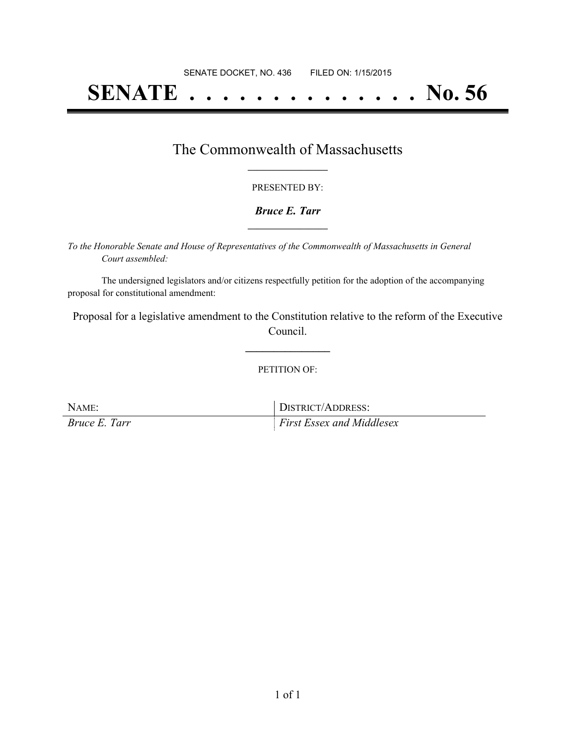SENATE DOCKET, NO. 436        FILED ON: 1/15/2015

# SENATE . . . . . . . . . . . . . . No. 56

## The Commonwealth of Massachusetts

PRESENTED BY:

***Bruce E. Tarr***

*To the Honorable Senate and House of Representatives of the Commonwealth of Massachusetts in General Court assembled:*

The undersigned legislators and/or citizens respectfully petition for the adoption of the accompanying proposal for constitutional amendment:

Proposal for a legislative amendment to the Constitution relative to the reform of the Executive Council.

PETITION OF:

| NAME: | DISTRICT/ADDRESS: |
| --- | --- |
| *Bruce E. Tarr* | *First Essex and Middlesex* |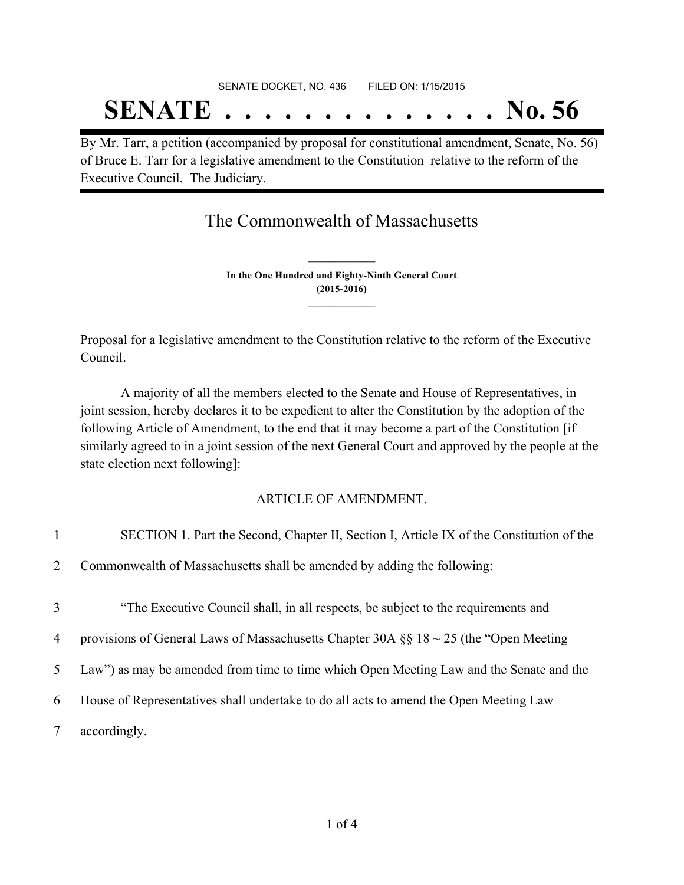SENATE DOCKET, NO. 436 FILED ON: 1/15/2015

# SENATE . . . . . . . . . . . . . . No. 56

By Mr. Tarr, a petition (accompanied by proposal for constitutional amendment, Senate, No. 56) of Bruce E. Tarr for a legislative amendment to the Constitution relative to the reform of the Executive Council. The Judiciary.

## The Commonwealth of Massachusetts

**In the One Hundred and Eighty-Ninth General Court**
**(2015-2016)**

Proposal for a legislative amendment to the Constitution relative to the reform of the Executive Council.

A majority of all the members elected to the Senate and House of Representatives, in joint session, hereby declares it to be expedient to alter the Constitution by the adoption of the following Article of Amendment, to the end that it may become a part of the Constitution [if similarly agreed to in a joint session of the next General Court and approved by the people at the state election next following]:

ARTICLE OF AMENDMENT.

1 SECTION 1. Part the Second, Chapter II, Section I, Article IX of the Constitution of the
2 Commonwealth of Massachusetts shall be amended by adding the following:

3 "The Executive Council shall, in all respects, be subject to the requirements and
4 provisions of General Laws of Massachusetts Chapter 30A §§ 18 ~ 25 (the "Open Meeting
5 Law") as may be amended from time to time which Open Meeting Law and the Senate and the
6 House of Representatives shall undertake to do all acts to amend the Open Meeting Law
7 accordingly.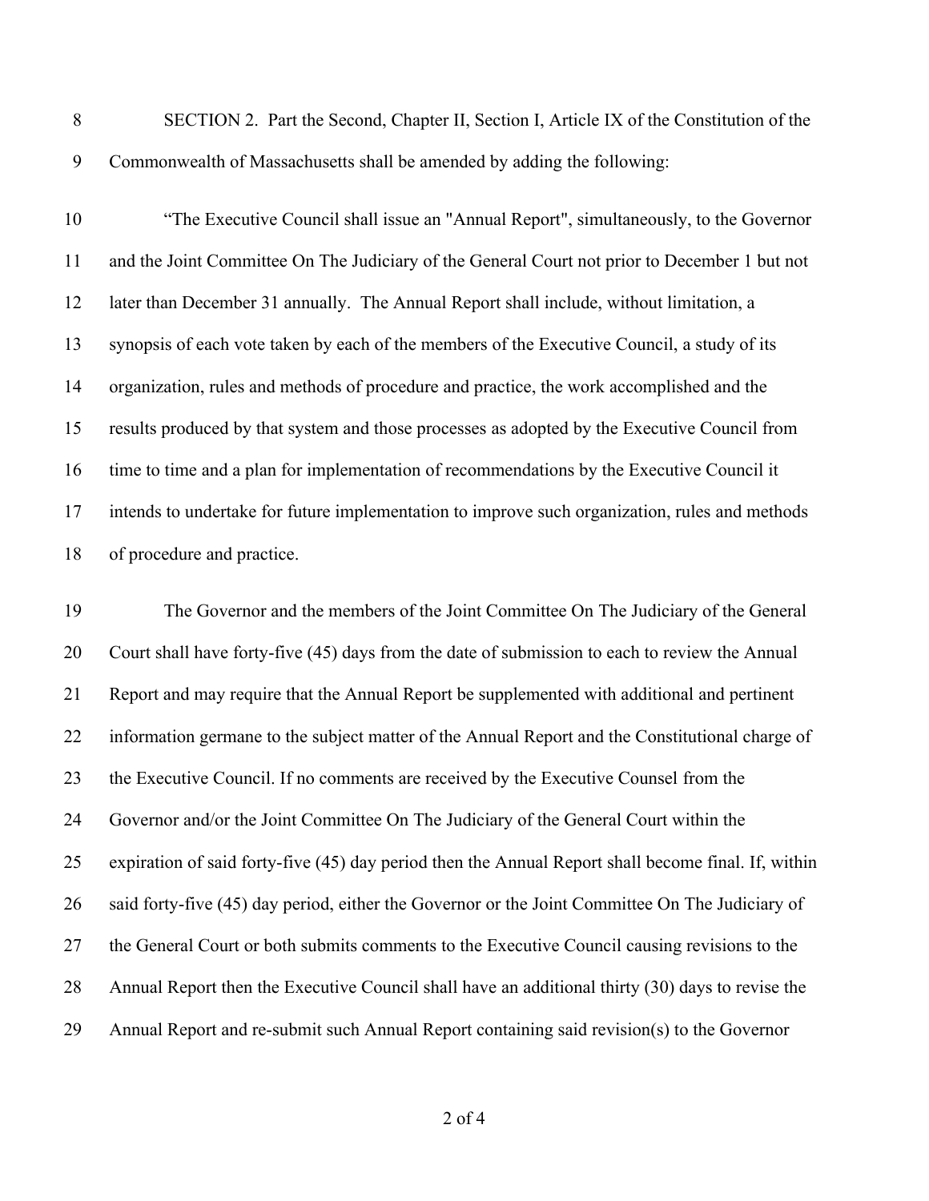SECTION 2. Part the Second, Chapter II, Section I, Article IX of the Constitution of the Commonwealth of Massachusetts shall be amended by adding the following:

“The Executive Council shall issue an "Annual Report", simultaneously, to the Governor and the Joint Committee On The Judiciary of the General Court not prior to December 1 but not later than December 31 annually. The Annual Report shall include, without limitation, a synopsis of each vote taken by each of the members of the Executive Council, a study of its organization, rules and methods of procedure and practice, the work accomplished and the results produced by that system and those processes as adopted by the Executive Council from time to time and a plan for implementation of recommendations by the Executive Council it intends to undertake for future implementation to improve such organization, rules and methods of procedure and practice.

The Governor and the members of the Joint Committee On The Judiciary of the General Court shall have forty-five (45) days from the date of submission to each to review the Annual Report and may require that the Annual Report be supplemented with additional and pertinent information germane to the subject matter of the Annual Report and the Constitutional charge of the Executive Council. If no comments are received by the Executive Counsel from the Governor and/or the Joint Committee On The Judiciary of the General Court within the expiration of said forty-five (45) day period then the Annual Report shall become final. If, within said forty-five (45) day period, either the Governor or the Joint Committee On The Judiciary of the General Court or both submits comments to the Executive Council causing revisions to the Annual Report then the Executive Council shall have an additional thirty (30) days to revise the Annual Report and re-submit such Annual Report containing said revision(s) to the Governor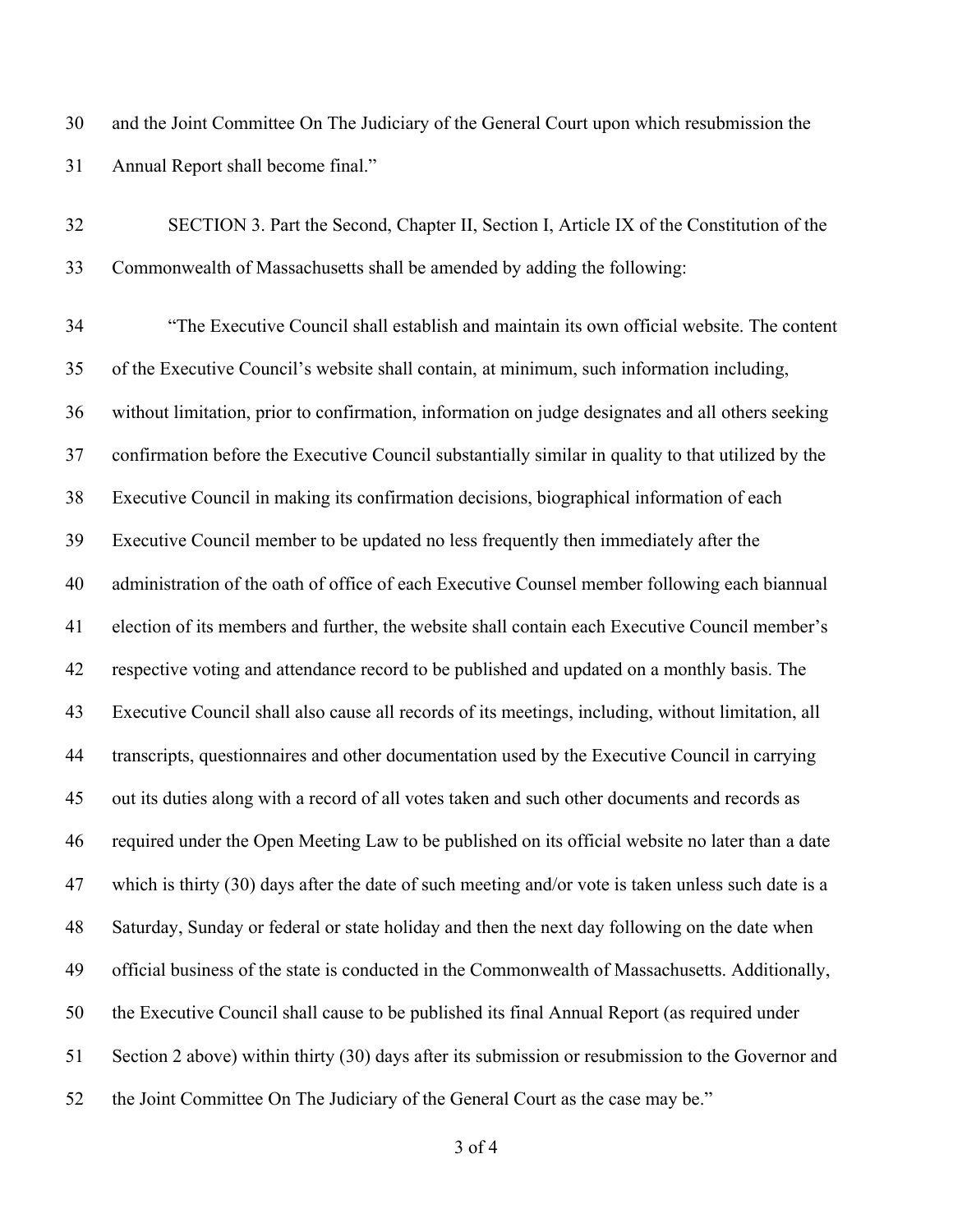and the Joint Committee On The Judiciary of the General Court upon which resubmission the Annual Report shall become final."

SECTION 3. Part the Second, Chapter II, Section I, Article IX of the Constitution of the Commonwealth of Massachusetts shall be amended by adding the following:

"The Executive Council shall establish and maintain its own official website. The content of the Executive Council's website shall contain, at minimum, such information including, without limitation, prior to confirmation, information on judge designates and all others seeking confirmation before the Executive Council substantially similar in quality to that utilized by the Executive Council in making its confirmation decisions, biographical information of each Executive Council member to be updated no less frequently then immediately after the administration of the oath of office of each Executive Counsel member following each biannual election of its members and further, the website shall contain each Executive Council member's respective voting and attendance record to be published and updated on a monthly basis. The Executive Council shall also cause all records of its meetings, including, without limitation, all transcripts, questionnaires and other documentation used by the Executive Council in carrying out its duties along with a record of all votes taken and such other documents and records as required under the Open Meeting Law to be published on its official website no later than a date which is thirty (30) days after the date of such meeting and/or vote is taken unless such date is a Saturday, Sunday or federal or state holiday and then the next day following on the date when official business of the state is conducted in the Commonwealth of Massachusetts. Additionally, the Executive Council shall cause to be published its final Annual Report (as required under Section 2 above) within thirty (30) days after its submission or resubmission to the Governor and the Joint Committee On The Judiciary of the General Court as the case may be."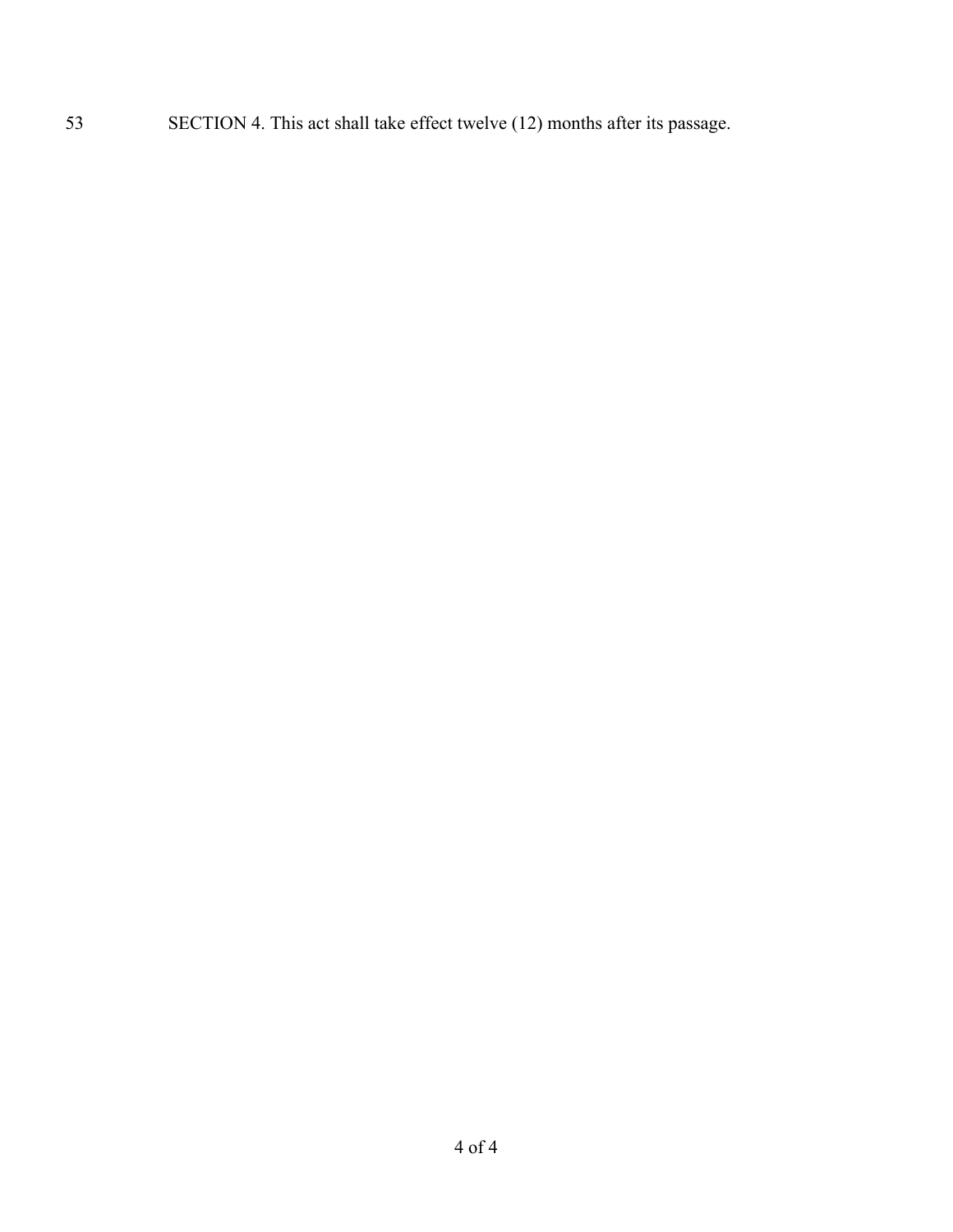53 SECTION 4. This act shall take effect twelve (12) months after its passage.